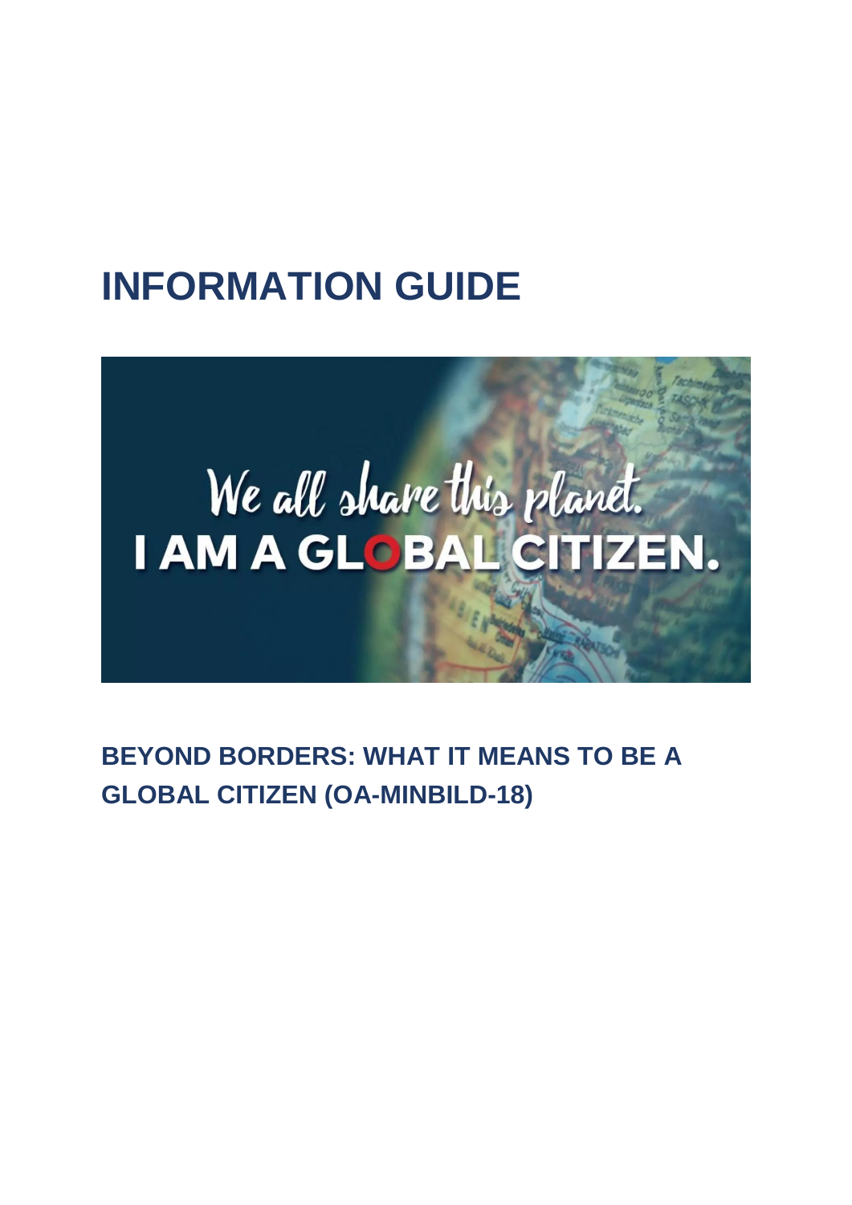# INFORMATION GUIDE

## BEYOND BORDERS: WHAT IT MEANS TO BE A GLOBAL CITIZEN (OA-MINBILD-18)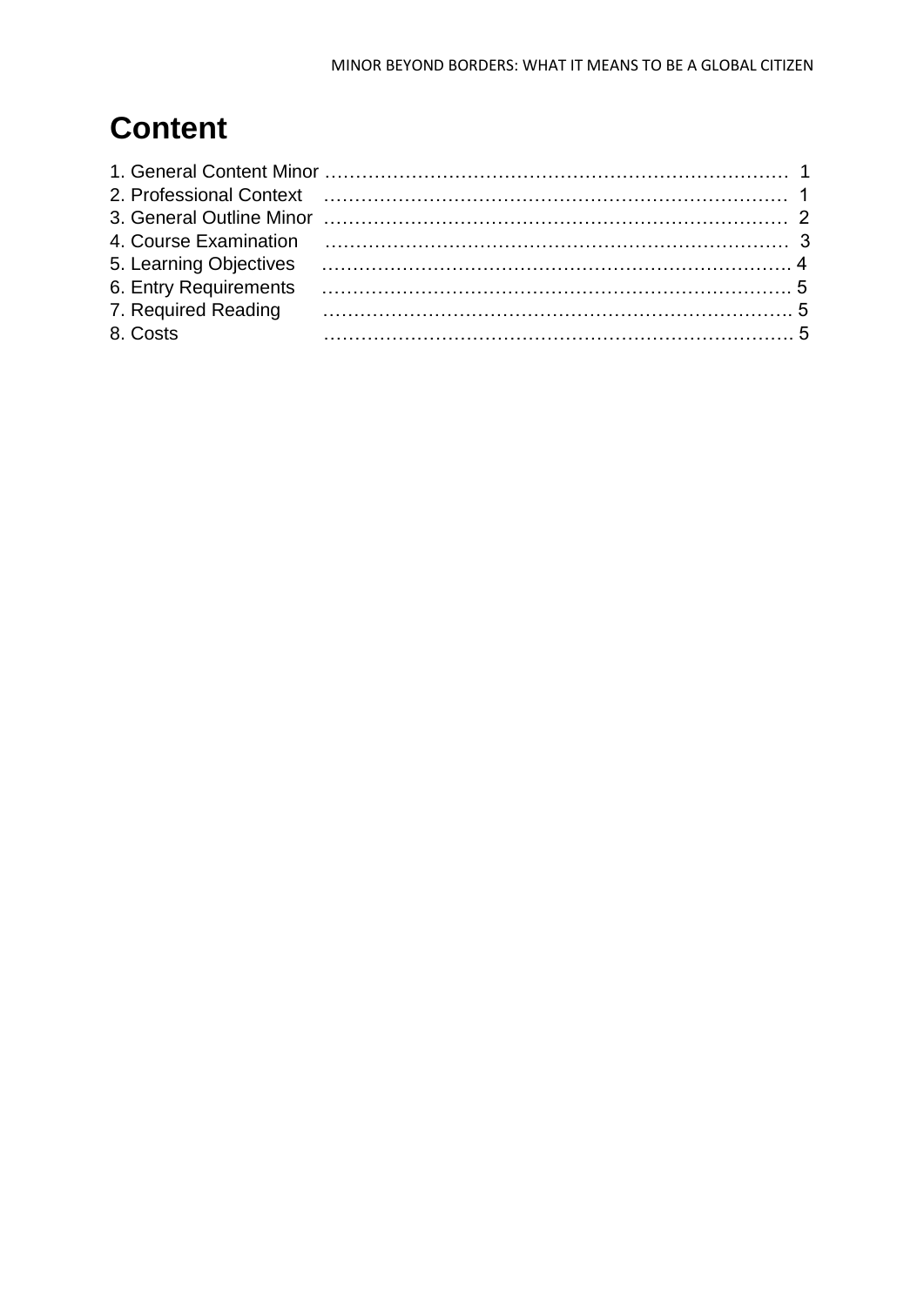# Content

1. General Content Minor ………………………………………………………………… 1
2. Professional Context ………………………………………………………………… 1
3. General Outline Minor ………………………………………………………………… 2
4. Course Examination ………………………………………………………………… 3
5. Learning Objectives ………………………………………………………………… 4
6. Entry Requirements ………………………………………………………………… 5
7. Required Reading ………………………………………………………………… 5
8. Costs ………………………………………………………………… 5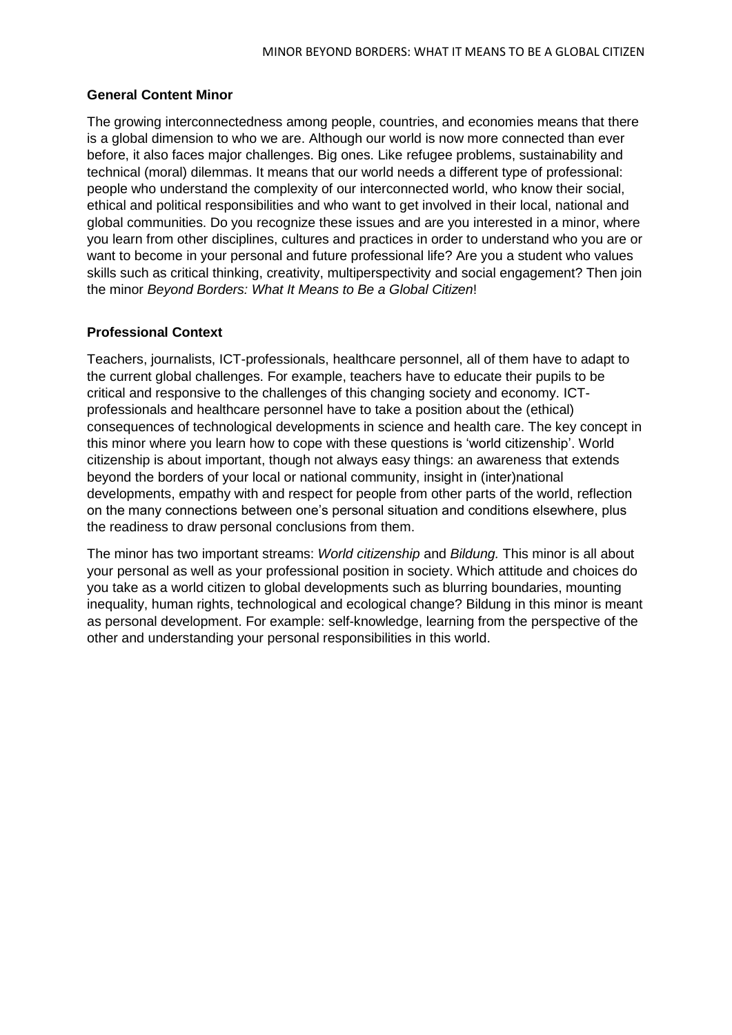**General Content Minor**

The growing interconnectedness among people, countries, and economies means that there is a global dimension to who we are. Although our world is now more connected than ever before, it also faces major challenges. Big ones. Like refugee problems, sustainability and technical (moral) dilemmas. It means that our world needs a different type of professional: people who understand the complexity of our interconnected world, who know their social, ethical and political responsibilities and who want to get involved in their local, national and global communities. Do you recognize these issues and are you interested in a minor, where you learn from other disciplines, cultures and practices in order to understand who you are or want to become in your personal and future professional life? Are you a student who values skills such as critical thinking, creativity, multiperspectivity and social engagement? Then join the minor *Beyond Borders: What It Means to Be a Global Citizen*!

**Professional Context**

Teachers, journalists, ICT-professionals, healthcare personnel, all of them have to adapt to the current global challenges. For example, teachers have to educate their pupils to be critical and responsive to the challenges of this changing society and economy. ICT-professionals and healthcare personnel have to take a position about the (ethical) consequences of technological developments in science and health care. The key concept in this minor where you learn how to cope with these questions is 'world citizenship'. World citizenship is about important, though not always easy things: an awareness that extends beyond the borders of your local or national community, insight in (inter)national developments, empathy with and respect for people from other parts of the world, reflection on the many connections between one's personal situation and conditions elsewhere, plus the readiness to draw personal conclusions from them.

The minor has two important streams: *World citizenship* and *Bildung.* This minor is all about your personal as well as your professional position in society. Which attitude and choices do you take as a world citizen to global developments such as blurring boundaries, mounting inequality, human rights, technological and ecological change? Bildung in this minor is meant as personal development. For example: self-knowledge, learning from the perspective of the other and understanding your personal responsibilities in this world.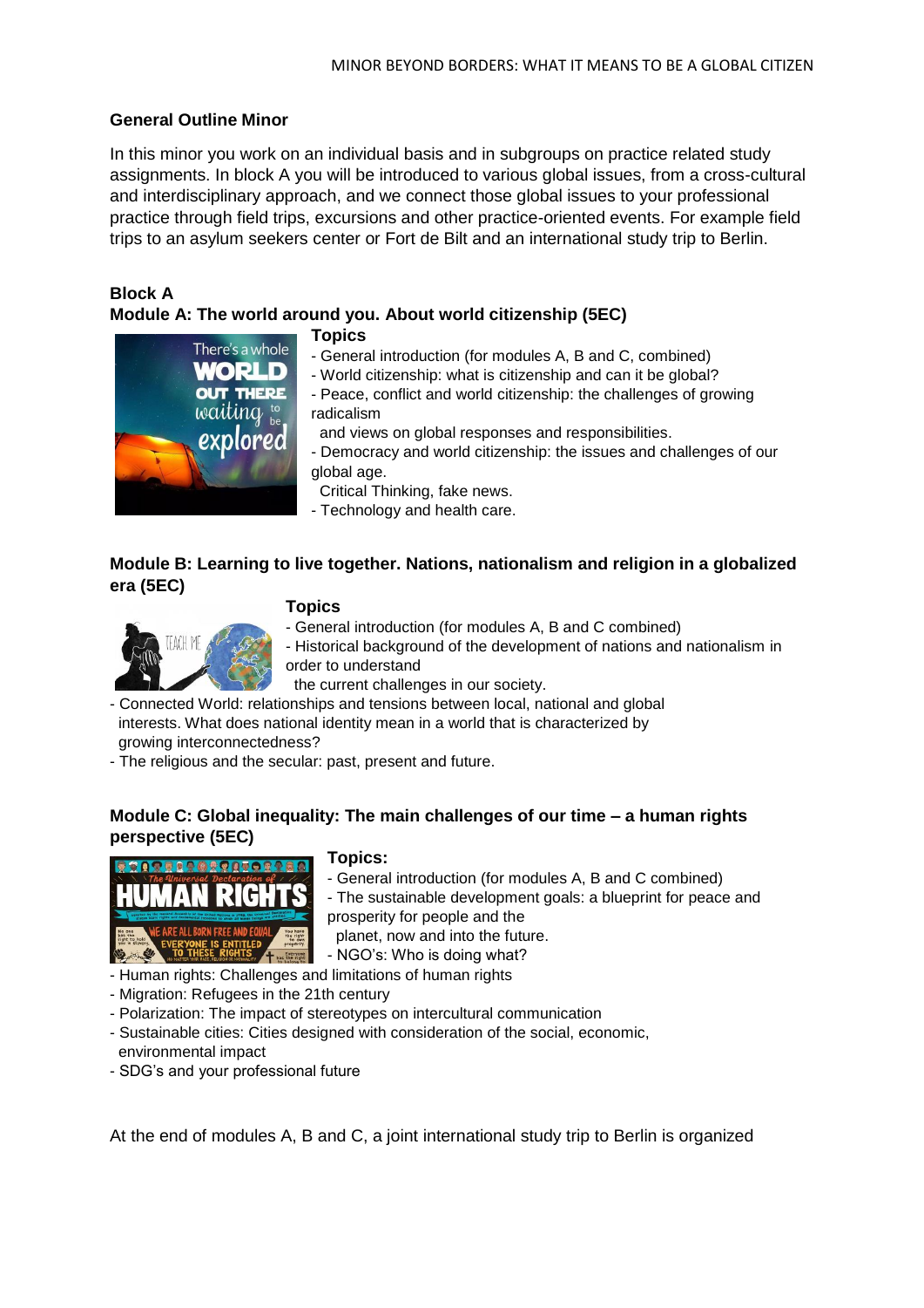## General Outline Minor

In this minor you work on an individual basis and in subgroups on practice related study assignments. In block A you will be introduced to various global issues, from a cross-cultural and interdisciplinary approach, and we connect those global issues to your professional practice through field trips, excursions and other practice-oriented events. For example field trips to an asylum seekers center or Fort de Bilt and an international study trip to Berlin.

## Block A

### Module A: The world around you. About world citizenship (5EC)

**Topics**

- General introduction (for modules A, B and C, combined)
- World citizenship: what is citizenship and can it be global?
- Peace, conflict and world citizenship: the challenges of growing radicalism and views on global responses and responsibilities.
- Democracy and world citizenship: the issues and challenges of our global age. Critical Thinking, fake news.
- Technology and health care.

### Module B: Learning to live together. Nations, nationalism and religion in a globalized era (5EC)

**Topics**

- General introduction (for modules A, B and C combined)
- Historical background of the development of nations and nationalism in order to understand the current challenges in our society.
- Connected World: relationships and tensions between local, national and global interests. What does national identity mean in a world that is characterized by growing interconnectedness?
- The religious and the secular: past, present and future.

### Module C: Global inequality: The main challenges of our time – a human rights perspective (5EC)

**Topics:**

- General introduction (for modules A, B and C combined)
- The sustainable development goals: a blueprint for peace and prosperity for people and the planet, now and into the future.
- NGO's: Who is doing what?
- Human rights: Challenges and limitations of human rights
- Migration: Refugees in the 21th century
- Polarization: The impact of stereotypes on intercultural communication
- Sustainable cities: Cities designed with consideration of the social, economic, environmental impact
- SDG's and your professional future

At the end of modules A, B and C, a joint international study trip to Berlin is organized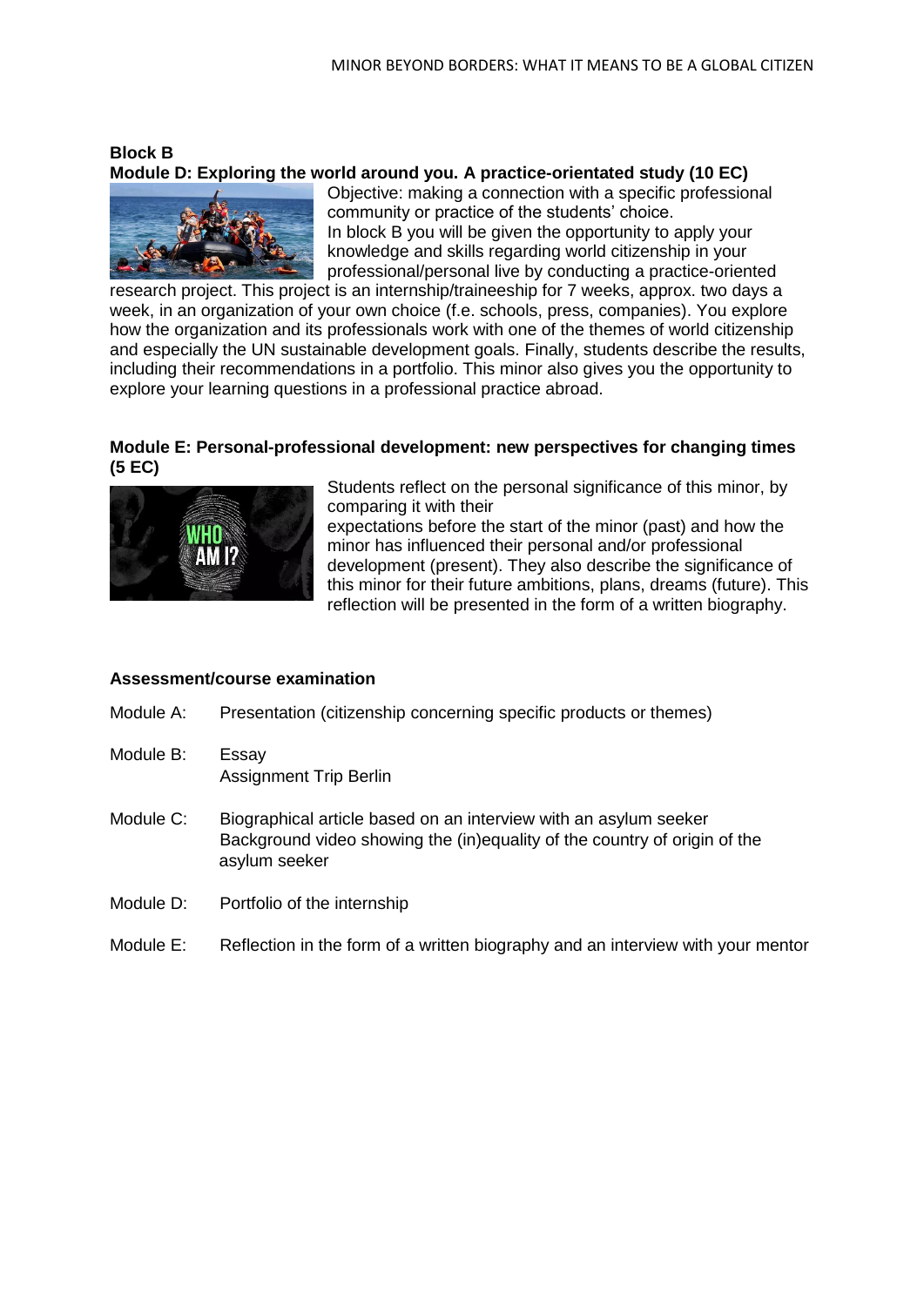**Block B**

**Module D: Exploring the world around you. A practice-orientated study (10 EC)**

Objective: making a connection with a specific professional community or practice of the students' choice.
In block B you will be given the opportunity to apply your knowledge and skills regarding world citizenship in your professional/personal live by conducting a practice-oriented research project. This project is an internship/traineeship for 7 weeks, approx. two days a week, in an organization of your own choice (f.e. schools, press, companies). You explore how the organization and its professionals work with one of the themes of world citizenship and especially the UN sustainable development goals. Finally, students describe the results, including their recommendations in a portfolio. This minor also gives you the opportunity to explore your learning questions in a professional practice abroad.

**Module E: Personal-professional development: new perspectives for changing times (5 EC)**

Students reflect on the personal significance of this minor, by comparing it with their expectations before the start of the minor (past) and how the minor has influenced their personal and/or professional development (present). They also describe the significance of this minor for their future ambitions, plans, dreams (future). This reflection will be presented in the form of a written biography.

**Assessment/course examination**

Module A: Presentation (citizenship concerning specific products or themes)

Module B: Essay
Assignment Trip Berlin

Module C: Biographical article based on an interview with an asylum seeker
Background video showing the (in)equality of the country of origin of the asylum seeker

Module D: Portfolio of the internship

Module E: Reflection in the form of a written biography and an interview with your mentor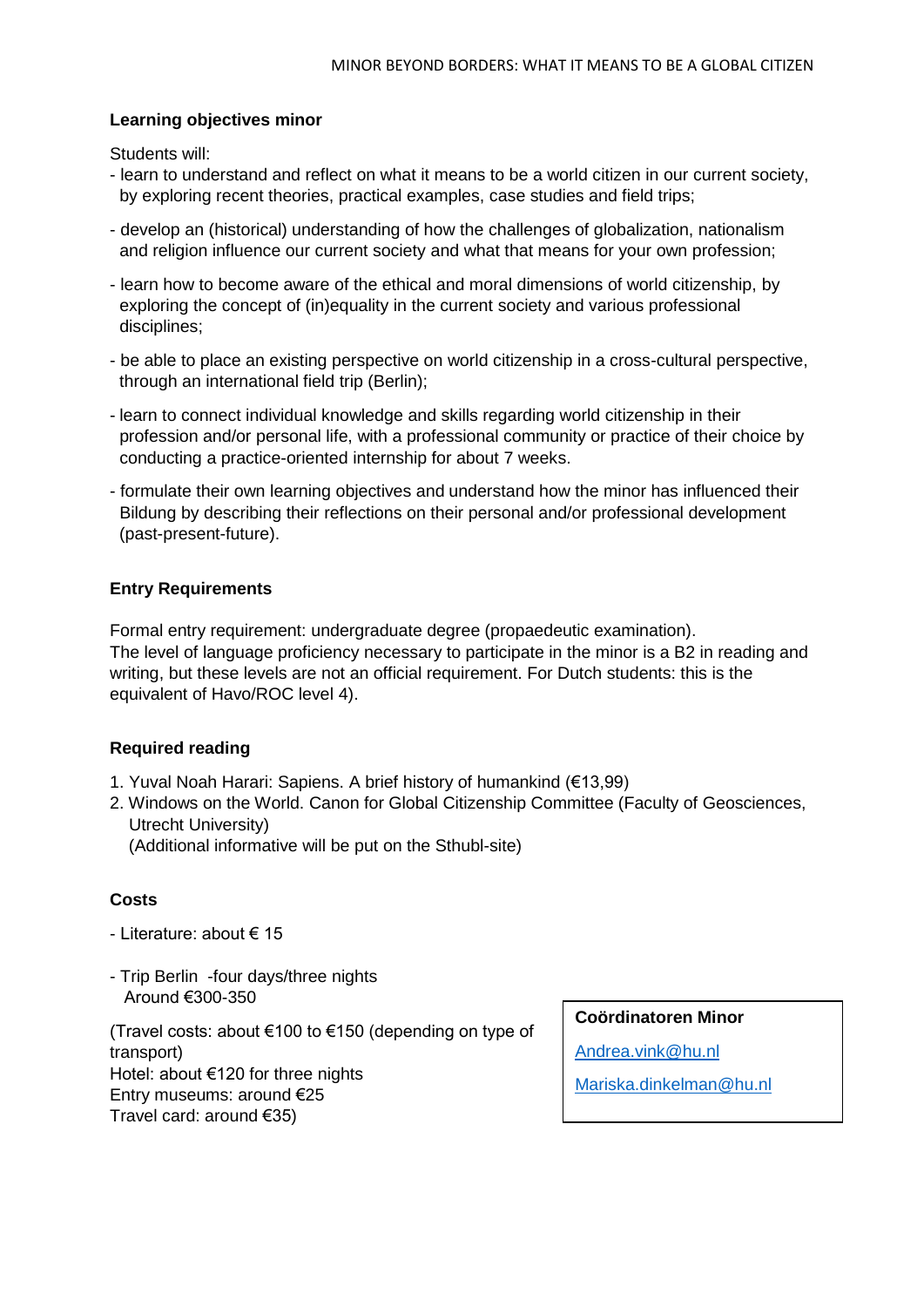**Learning objectives minor**

Students will:

- learn to understand and reflect on what it means to be a world citizen in our current society, by exploring recent theories, practical examples, case studies and field trips;
- develop an (historical) understanding of how the challenges of globalization, nationalism and religion influence our current society and what that means for your own profession;
- learn how to become aware of the ethical and moral dimensions of world citizenship, by exploring the concept of (in)equality in the current society and various professional disciplines;
- be able to place an existing perspective on world citizenship in a cross-cultural perspective, through an international field trip (Berlin);
- learn to connect individual knowledge and skills regarding world citizenship in their profession and/or personal life, with a professional community or practice of their choice by conducting a practice-oriented internship for about 7 weeks.
- formulate their own learning objectives and understand how the minor has influenced their Bildung by describing their reflections on their personal and/or professional development (past-present-future).

**Entry Requirements**

Formal entry requirement: undergraduate degree (propaedeutic examination).
The level of language proficiency necessary to participate in the minor is a B2 in reading and writing, but these levels are not an official requirement. For Dutch students: this is the equivalent of Havo/ROC level 4).

**Required reading**

1. Yuval Noah Harari: Sapiens. A brief history of humankind (€13,99)
2. Windows on the World. Canon for Global Citizenship Committee (Faculty of Geosciences, Utrecht University)
   (Additional informative will be put on the Sthubl-site)

**Costs**

- Literature: about € 15
- Trip Berlin -four days/three nights
  Around €300-350

(Travel costs: about €100 to €150 (depending on type of transport)
Hotel: about €120 for three nights
Entry museums: around €25
Travel card: around €35)

**Coördinatoren Minor**

Andrea.vink@hu.nl

Mariska.dinkelman@hu.nl